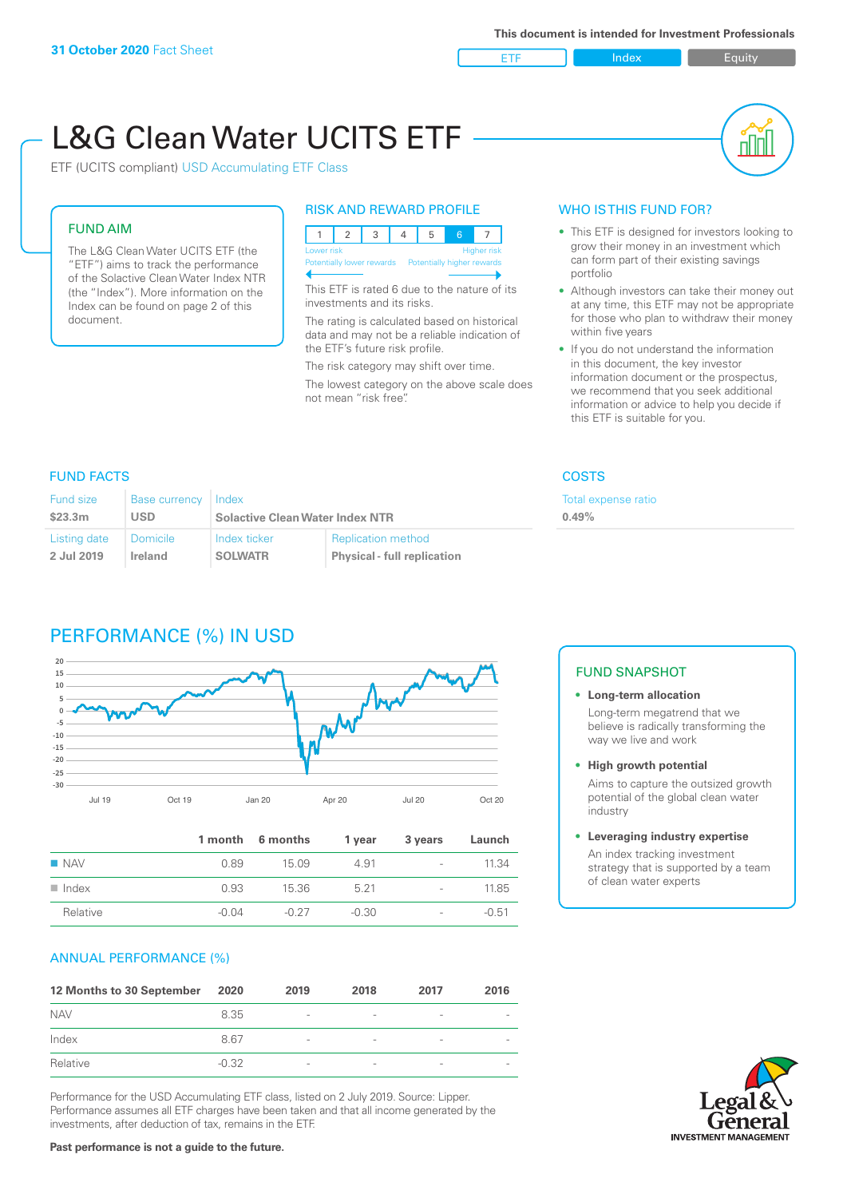**31 October 2020** Fact Sheet

This document is intended for Investment Professionals

ETF | Index | Equity

# L&G Clean Water UCITS ETF

ETF (UCITS compliant) USD Accumulating ETF Class

## FUND AIM

The L&G Clean Water UCITS ETF (the "ETF") aims to track the performance of the Solactive Clean Water Index NTR (the "Index"). More information on the Index can be found on page 2 of this document.

## RISK AND REWARD PROFILE

| 1 | 2 | 3 | 4 | 5 | 6 | 7 |
|---|---|---|---|---|---|---|

Lower risk — Potentially lower rewards | Higher risk — Potentially higher rewards

This ETF is rated 6 due to the nature of its investments and its risks.

The rating is calculated based on historical data and may not be a reliable indication of the ETF's future risk profile.

The risk category may shift over time.

The lowest category on the above scale does not mean "risk free".

## WHO IS THIS FUND FOR?

- This ETF is designed for investors looking to grow their money in an investment which can form part of their existing savings portfolio
- Although investors can take their money out at any time, this ETF may not be appropriate for those who plan to withdraw their money within five years
- If you do not understand the information in this document, the key investor information document or the prospectus, we recommend that you seek additional information or advice to help you decide if this ETF is suitable for you.

## FUND FACTS

| Fund size | Base currency | Index | |
|---|---|---|---|
| $23.3m | USD | Solactive Clean Water Index NTR | |
| **Listing date** | **Domicile** | **Index ticker** | **Replication method** |
| 2 Jul 2019 | Ireland | SOLWATR | Physical - full replication |

## COSTS

Total expense ratio
**0.49%**

## PERFORMANCE (%) IN USD

| | 1 month | 6 months | 1 year | 3 years | Launch |
|---|---|---|---|---|---|
| NAV | 0.89 | 15.09 | 4.91 | - | 11.34 |
| Index | 0.93 | 15.36 | 5.21 | - | 11.85 |
| Relative | -0.04 | -0.27 | -0.30 | - | -0.51 |

## FUND SNAPSHOT

- **Long-term allocation**
  Long-term megatrend that we believe is radically transforming the way we live and work
- **High growth potential**
  Aims to capture the outsized growth potential of the global clean water industry
- **Leveraging industry expertise**
  An index tracking investment strategy that is supported by a team of clean water experts

## ANNUAL PERFORMANCE (%)

| 12 Months to 30 September | 2020 | 2019 | 2018 | 2017 | 2016 |
|---|---|---|---|---|---|
| NAV | 8.35 | - | - | - | - |
| Index | 8.67 | - | - | - | - |
| Relative | -0.32 | - | - | - | - |

Performance for the USD Accumulating ETF class, listed on 2 July 2019. Source: Lipper. Performance assumes all ETF charges have been taken and that all income generated by the investments, after deduction of tax, remains in the ETF.

**Past performance is not a guide to the future.**

Legal & General INVESTMENT MANAGEMENT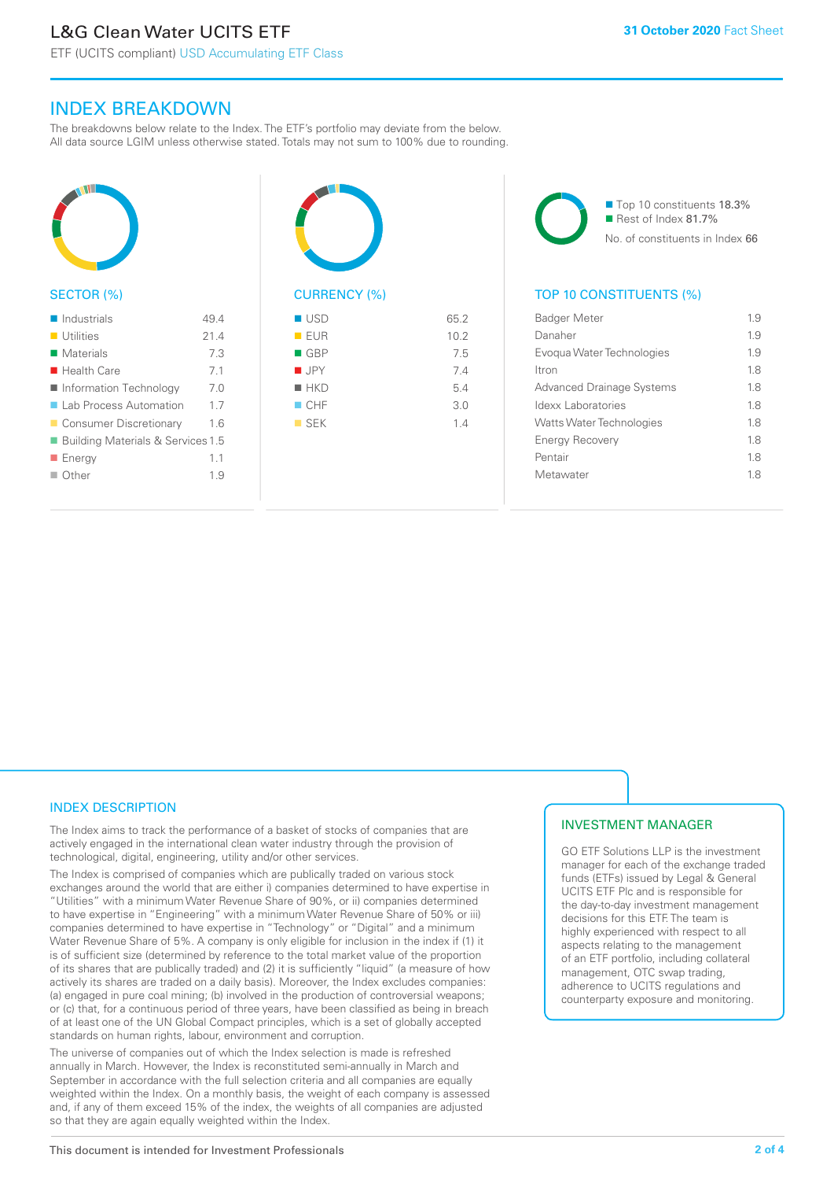# L&G Clean Water UCITS ETF

ETF (UCITS compliant) USD Accumulating ETF Class

31 October 2020 Fact Sheet

## INDEX BREAKDOWN

The breakdowns below relate to the Index. The ETF's portfolio may deviate from the below. All data source LGIM unless otherwise stated. Totals may not sum to 100% due to rounding.

### SECTOR (%)

| Sector | % |
|---|---|
| Industrials | 49.4 |
| Utilities | 21.4 |
| Materials | 7.3 |
| Health Care | 7.1 |
| Information Technology | 7.0 |
| Lab Process Automation | 1.7 |
| Consumer Discretionary | 1.6 |
| Building Materials & Services | 1.5 |
| Energy | 1.1 |
| Other | 1.9 |

### CURRENCY (%)

| Currency | % |
|---|---|
| USD | 65.2 |
| EUR | 10.2 |
| GBP | 7.5 |
| JPY | 7.4 |
| HKD | 5.4 |
| CHF | 3.0 |
| SEK | 1.4 |

- Top 10 constituents 18.3%
- Rest of Index 81.7%

No. of constituents in Index 66

### TOP 10 CONSTITUENTS (%)

| Constituent | % |
|---|---|
| Badger Meter | 1.9 |
| Danaher | 1.9 |
| Evoqua Water Technologies | 1.9 |
| Itron | 1.8 |
| Advanced Drainage Systems | 1.8 |
| Idexx Laboratories | 1.8 |
| Watts Water Technologies | 1.8 |
| Energy Recovery | 1.8 |
| Pentair | 1.8 |
| Metawater | 1.8 |

### INDEX DESCRIPTION

The Index aims to track the performance of a basket of stocks of companies that are actively engaged in the international clean water industry through the provision of technological, digital, engineering, utility and/or other services.

The Index is comprised of companies which are publically traded on various stock exchanges around the world that are either i) companies determined to have expertise in "Utilities" with a minimum Water Revenue Share of 90%, or ii) companies determined to have expertise in "Engineering" with a minimum Water Revenue Share of 50% or iii) companies determined to have expertise in "Technology" or "Digital" and a minimum Water Revenue Share of 5%. A company is only eligible for inclusion in the index if (1) it is of sufficient size (determined by reference to the total market value of the proportion of its shares that are publically traded) and (2) it is sufficiently "liquid" (a measure of how actively its shares are traded on a daily basis). Moreover, the Index excludes companies: (a) engaged in pure coal mining; (b) involved in the production of controversial weapons; or (c) that, for a continuous period of three years, have been classified as being in breach of at least one of the UN Global Compact principles, which is a set of globally accepted standards on human rights, labour, environment and corruption.

The universe of companies out of which the Index selection is made is refreshed annually in March. However, the Index is reconstituted semi-annually in March and September in accordance with the full selection criteria and all companies are equally weighted within the Index. On a monthly basis, the weight of each company is assessed and, if any of them exceed 15% of the index, the weights of all companies are adjusted so that they are again equally weighted within the Index.

### INVESTMENT MANAGER

GO ETF Solutions LLP is the investment manager for each of the exchange traded funds (ETFs) issued by Legal & General UCITS ETF Plc and is responsible for the day-to-day investment management decisions for this ETF. The team is highly experienced with respect to all aspects relating to the management of an ETF portfolio, including collateral management, OTC swap trading, adherence to UCITS regulations and counterparty exposure and monitoring.

This document is intended for Investment Professionals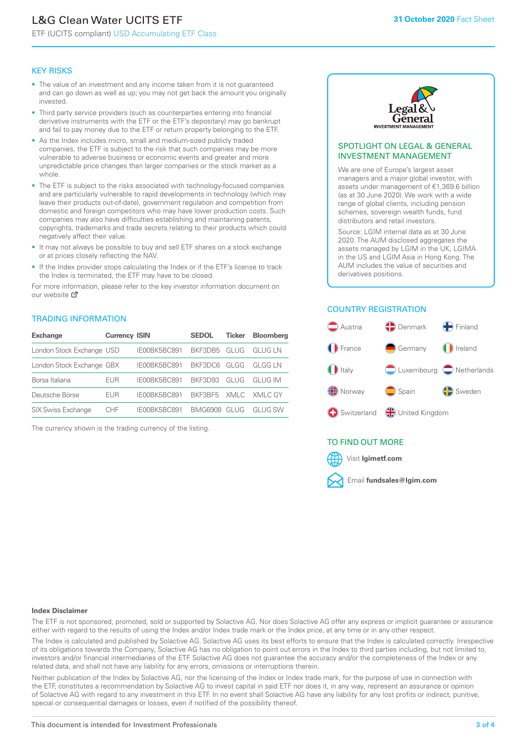# L&G Clean Water UCITS ETF

ETF (UCITS compliant) USD Accumulating ETF Class

31 October 2020 Fact Sheet

## KEY RISKS

- The value of an investment and any income taken from it is not guaranteed and can go down as well as up; you may not get back the amount you originally invested.
- Third party service providers (such as counterparties entering into financial derivative instruments with the ETF or the ETF's depositary) may go bankrupt and fail to pay money due to the ETF or return property belonging to the ETF.
- As the Index includes micro, small and medium-sized publicly traded companies, the ETF is subject to the risk that such companies may be more vulnerable to adverse business or economic events and greater and more unpredictable price changes than larger companies or the stock market as a whole.
- The ETF is subject to the risks associated with technology-focused companies and are particularly vulnerable to rapid developments in technology (which may leave their products out-of-date), government regulation and competition from domestic and foreign competitors who may have lower production costs. Such companies may also have difficulties establishing and maintaining patents, copyrights, trademarks and trade secrets relating to their products which could negatively affect their value.
- It may not always be possible to buy and sell ETF shares on a stock exchange or at prices closely reflecting the NAV.
- If the Index provider stops calculating the Index or if the ETF's license to track the Index is terminated, the ETF may have to be closed.

For more information, please refer to the key investor information document on our website

## TRADING INFORMATION

| Exchange | Currency | ISIN | SEDOL | Ticker | Bloomberg |
|---|---|---|---|---|---|
| London Stock Exchange | USD | IE00BK5BC891 | BKF3DB5 | GLUG | GLUG LN |
| London Stock Exchange | GBX | IE00BK5BC891 | BKF3DC6 | GLGG | GLGG LN |
| Borsa Italiana | EUR | IE00BK5BC891 | BKF3D93 | GLUG | GLUG IM |
| Deutsche Börse | EUR | IE00BK5BC891 | BKF3BF5 | XMLC | XMLC GY |
| SIX Swiss Exchange | CHF | IE00BK5BC891 | BMG6908 | GLUG | GLUG SW |

The currency shown is the trading currency of the listing.

## SPOTLIGHT ON LEGAL & GENERAL INVESTMENT MANAGEMENT

We are one of Europe's largest asset managers and a major global investor, with assets under management of €1,369.6 billion (as at 30 June 2020). We work with a wide range of global clients, including pension schemes, sovereign wealth funds, fund distributors and retail investors.

Source: LGIM internal data as at 30 June 2020. The AUM disclosed aggregates the assets managed by LGIM in the UK, LGIMA in the US and LGIM Asia in Hong Kong. The AUM includes the value of securities and derivatives positions.

## COUNTRY REGISTRATION

Austria, Denmark, Finland, France, Germany, Ireland, Italy, Luxembourg, Netherlands, Norway, Spain, Sweden, Switzerland, United Kingdom

## TO FIND OUT MORE

Visit **lgimetf.com**

Email **fundsales@lgim.com**

**Index Disclaimer**

The ETF is not sponsored, promoted, sold or supported by Solactive AG. Nor does Solactive AG offer any express or implicit guarantee or assurance either with regard to the results of using the Index and/or Index trade mark or the Index price, at any time or in any other respect.

The Index is calculated and published by Solactive AG. Solactive AG uses its best efforts to ensure that the Index is calculated correctly. Irrespective of its obligations towards the Company, Solactive AG has no obligation to point out errors in the Index to third parties including, but not limited to, investors and/or financial intermediaries of the ETF. Solactive AG does not guarantee the accuracy and/or the completeness of the Index or any related data, and shall not have any liability for any errors, omissions or interruptions therein.

Neither publication of the Index by Solactive AG, nor the licensing of the Index or Index trade mark, for the purpose of use in connection with the ETF, constitutes a recommendation by Solactive AG to invest capital in said ETF nor does it, in any way, represent an assurance or opinion of Solactive AG with regard to any investment in this ETF. In no event shall Solactive AG have any liability for any lost profits or indirect, punitive, special or consequential damages or losses, even if notified of the possibility thereof.

This document is intended for Investment Professionals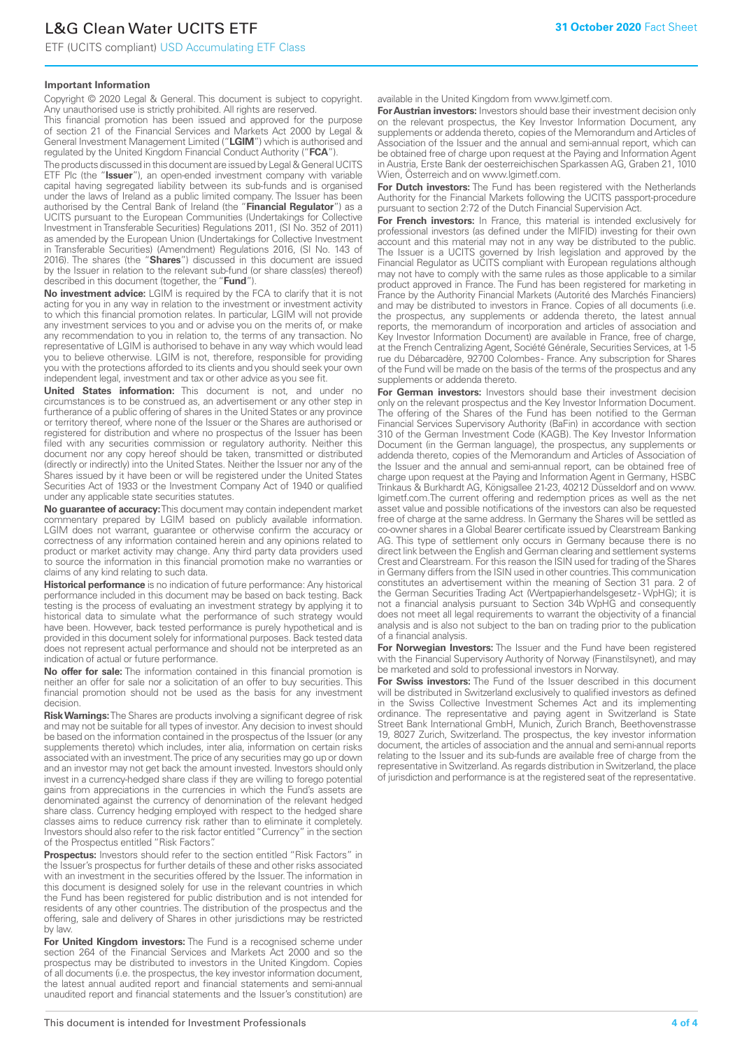## Important Information

Copyright © 2020 Legal & General. This document is subject to copyright. Any unauthorised use is strictly prohibited. All rights are reserved.

This financial promotion has been issued and approved for the purpose of section 21 of the Financial Services and Markets Act 2000 by Legal & General Investment Management Limited ("**LGIM**") which is authorised and regulated by the United Kingdom Financial Conduct Authority ("**FCA**").

The products discussed in this document are issued by Legal & General UCITS ETF Plc (the "**Issuer**"), an open-ended investment company with variable capital having segregated liability between its sub-funds and is organised under the laws of Ireland as a public limited company. The Issuer has been authorised by the Central Bank of Ireland (the "**Financial Regulator**") as a UCITS pursuant to the European Communities (Undertakings for Collective Investment in Transferable Securities) Regulations 2011, (SI No. 352 of 2011) as amended by the European Union (Undertakings for Collective Investment in Transferable Securities) (Amendment) Regulations 2016, (SI No. 143 of 2016). The shares (the "**Shares**") discussed in this document are issued by the Issuer in relation to the relevant sub-fund (or share class(es) thereof) described in this document (together, the "**Fund**").

**No investment advice:** LGIM is required by the FCA to clarify that it is not acting for you in any way in relation to the investment or investment activity to which this financial promotion relates. In particular, LGIM will not provide any investment services to you and or advise you on the merits of, or make any recommendation to you in relation to, the terms of any transaction. No representative of LGIM is authorised to behave in any way which would lead you to believe otherwise. LGIM is not, therefore, responsible for providing you with the protections afforded to its clients and you should seek your own independent legal, investment and tax or other advice as you see fit.

**United States information:** This document is not, and under no circumstances is to be construed as, an advertisement or any other step in furtherance of a public offering of shares in the United States or any province or territory thereof, where none of the Issuer or the Shares are authorised or registered for distribution and where no prospectus of the Issuer has been filed with any securities commission or regulatory authority. Neither this document nor any copy hereof should be taken, transmitted or distributed (directly or indirectly) into the United States. Neither the Issuer nor any of the Shares issued by it have been or will be registered under the United States Securities Act of 1933 or the Investment Company Act of 1940 or qualified under any applicable state securities statutes.

**No guarantee of accuracy:** This document may contain independent market commentary prepared by LGIM based on publicly available information. LGIM does not warrant, guarantee or otherwise confirm the accuracy or correctness of any information contained herein and any opinions related to product or market activity may change. Any third party data providers used to source the information in this financial promotion make no warranties or claims of any kind relating to such data.

**Historical performance** is no indication of future performance: Any historical performance included in this document may be based on back testing. Back testing is the process of evaluating an investment strategy by applying it to historical data to simulate what the performance of such strategy would have been. However, back tested performance is purely hypothetical and is provided in this document solely for informational purposes. Back tested data does not represent actual performance and should not be interpreted as an indication of actual or future performance.

**No offer for sale:** The information contained in this financial promotion is neither an offer for sale nor a solicitation of an offer to buy securities. This financial promotion should not be used as the basis for any investment decision.

**Risk Warnings:** The Shares are products involving a significant degree of risk and may not be suitable for all types of investor. Any decision to invest should be based on the information contained in the prospectus of the Issuer (or any supplements thereto) which includes, inter alia, information on certain risks associated with an investment. The price of any securities may go up or down and an investor may not get back the amount invested. Investors should only invest in a currency-hedged share class if they are willing to forego potential gains from appreciations in the currencies in which the Fund's assets are denominated against the currency of denomination of the relevant hedged share class. Currency hedging employed with respect to the hedged share classes aims to reduce currency risk rather than to eliminate it completely. Investors should also refer to the risk factor entitled "Currency" in the section of the Prospectus entitled "Risk Factors".

**Prospectus:** Investors should refer to the section entitled "Risk Factors" in the Issuer's prospectus for further details of these and other risks associated with an investment in the securities offered by the Issuer. The information in this document is designed solely for use in the relevant countries in which the Fund has been registered for public distribution and is not intended for residents of any other countries. The distribution of the prospectus and the offering, sale and delivery of Shares in other jurisdictions may be restricted by law.

**For United Kingdom investors:** The Fund is a recognised scheme under section 264 of the Financial Services and Markets Act 2000 and so the prospectus may be distributed to investors in the United Kingdom. Copies of all documents (i.e. the prospectus, the key investor information document, the latest annual audited report and financial statements and semi-annual unaudited report and financial statements and the Issuer's constitution) are available in the United Kingdom from www.lgimetf.com.

**For Austrian investors:** Investors should base their investment decision only on the relevant prospectus, the Key Investor Information Document, any supplements or addenda thereto, copies of the Memorandum and Articles of Association of the Issuer and the annual and semi-annual report, which can be obtained free of charge upon request at the Paying and Information Agent in Austria, Erste Bank der oesterreichischen Sparkassen AG, Graben 21, 1010 Wien, Österreich and on www.lgimetf.com.

**For Dutch investors:** The Fund has been registered with the Netherlands Authority for the Financial Markets following the UCITS passport-procedure pursuant to section 2:72 of the Dutch Financial Supervision Act.

**For French investors:** In France, this material is intended exclusively for professional investors (as defined under the MIFID) investing for their own account and this material may not in any way be distributed to the public. The Issuer is a UCITS governed by Irish legislation and approved by the Financial Regulator as UCITS compliant with European regulations although may not have to comply with the same rules as those applicable to a similar product approved in France. The Fund has been registered for marketing in France by the Authority Financial Markets (Autorité des Marchés Financiers) and may be distributed to investors in France. Copies of all documents (i.e. the prospectus, any supplements or addenda thereto, the latest annual reports, the memorandum of incorporation and articles of association and Key Investor Information Document) are available in France, free of charge, at the French Centralizing Agent, Société Générale, Securities Services, at 1-5 rue du Débarcadère, 92700 Colombes - France. Any subscription for Shares of the Fund will be made on the basis of the terms of the prospectus and any supplements or addenda thereto.

**For German investors:** Investors should base their investment decision only on the relevant prospectus and the Key Investor Information Document. The offering of the Shares of the Fund has been notified to the German Financial Services Supervisory Authority (BaFin) in accordance with section 310 of the German Investment Code (KAGB). The Key Investor Information Document (in the German language), the prospectus, any supplements or addenda thereto, copies of the Memorandum and Articles of Association of the Issuer and the annual and semi-annual report, can be obtained free of charge upon request at the Paying and Information Agent in Germany, HSBC Trinkaus & Burkhardt AG, Königsallee 21-23, 40212 Düsseldorf and on www.lgimetf.com.The current offering and redemption prices as well as the net asset value and possible notifications of the investors can also be requested free of charge at the same address. In Germany the Shares will be settled as co-owner shares in a Global Bearer certificate issued by Clearstream Banking AG. This type of settlement only occurs in Germany because there is no direct link between the English and German clearing and settlement systems Crest and Clearstream. For this reason the ISIN used for trading of the Shares in Germany differs from the ISIN used in other countries. This communication constitutes an advertisement within the meaning of Section 31 para. 2 of the German Securities Trading Act (Wertpapierhandelsgesetz - WpHG); it is not a financial analysis pursuant to Section 34b WpHG and consequently does not meet all legal requirements to warrant the objectivity of a financial analysis and is also not subject to the ban on trading prior to the publication of a financial analysis.

**For Norwegian Investors:** The Issuer and the Fund have been registered with the Financial Supervisory Authority of Norway (Finanstilsynet), and may be marketed and sold to professional investors in Norway.

**For Swiss investors:** The Fund of the Issuer described in this document will be distributed in Switzerland exclusively to qualified investors as defined in the Swiss Collective Investment Schemes Act and its implementing ordinance. The representative and paying agent in Switzerland is State Street Bank International GmbH, Munich, Zurich Branch, Beethovenstrasse 19, 8027 Zurich, Switzerland. The prospectus, the key investor information document, the articles of association and the annual and semi-annual reports relating to the Issuer and its sub-funds are available free of charge from the representative in Switzerland. As regards distribution in Switzerland, the place of jurisdiction and performance is at the registered seat of the representative.